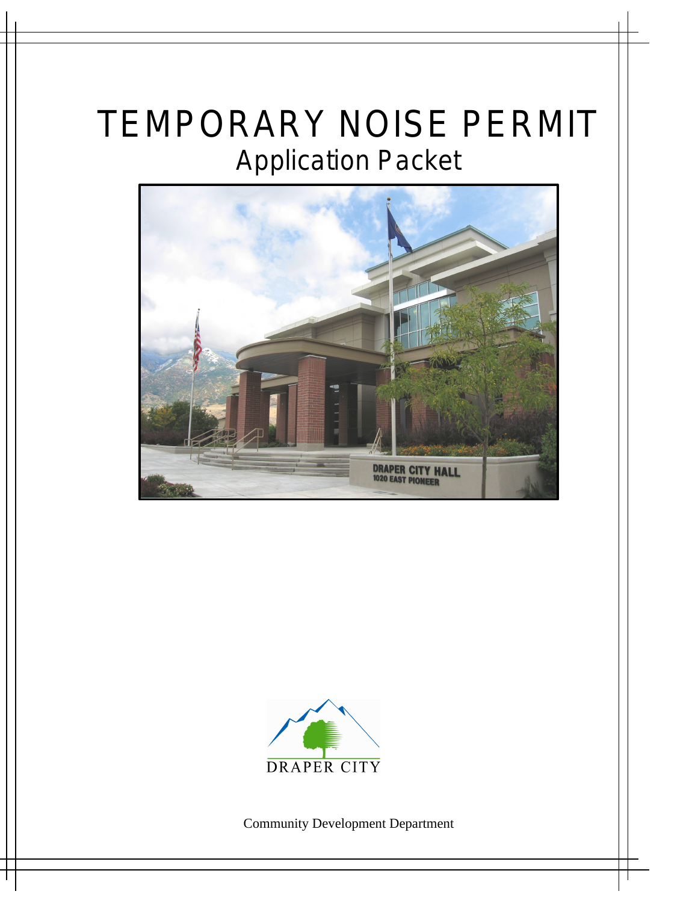# TEMPORARY NOISE PERMIT

## Application Packet

DRAPER CITY

Community Development Department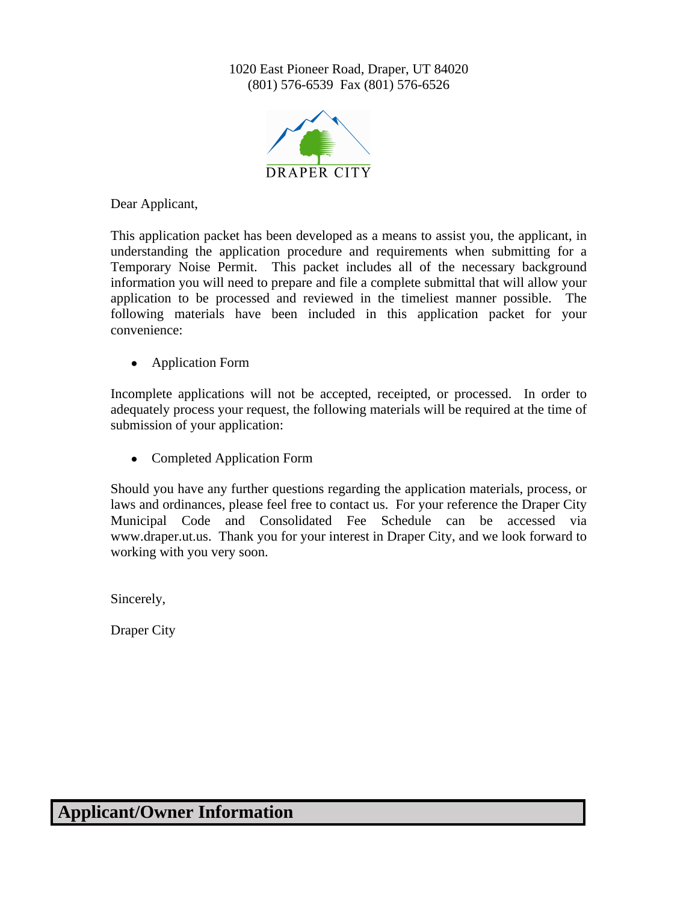1020 East Pioneer Road, Draper, UT 84020
(801) 576-6539 Fax (801) 576-6526

DRAPER CITY

Dear Applicant,

This application packet has been developed as a means to assist you, the applicant, in understanding the application procedure and requirements when submitting for a Temporary Noise Permit. This packet includes all of the necessary background information you will need to prepare and file a complete submittal that will allow your application to be processed and reviewed in the timeliest manner possible. The following materials have been included in this application packet for your convenience:

- Application Form

Incomplete applications will not be accepted, receipted, or processed. In order to adequately process your request, the following materials will be required at the time of submission of your application:

- Completed Application Form

Should you have any further questions regarding the application materials, process, or laws and ordinances, please feel free to contact us. For your reference the Draper City Municipal Code and Consolidated Fee Schedule can be accessed via www.draper.ut.us. Thank you for your interest in Draper City, and we look forward to working with you very soon.

Sincerely,

Draper City

## Applicant/Owner Information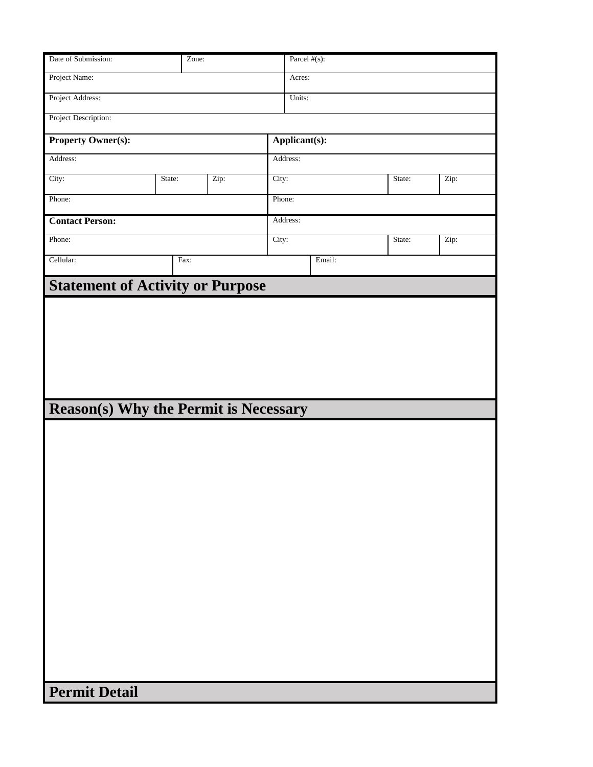| | | |
|---|---|---|
| Date of Submission: | Zone: | Parcel #(s): |
| Project Name: | | Acres: |
| Project Address: | | Units: |
| Project Description: | | |

| | | | | | |
|---|---|---|---|---|---|
| **Property Owner(s):** | | | **Applicant(s):** | | |
| Address: | | | Address: | | |
| City: | State: | Zip: | City: | State: | Zip: |
| Phone: | | | Phone: | | |
| **Contact Person:** | | | Address: | | |
| Phone: | | | City: | State: | Zip: |
| Cellular: | Fax: | | Email: | | |

## Statement of Activity or Purpose

## Reason(s) Why the Permit is Necessary

## Permit Detail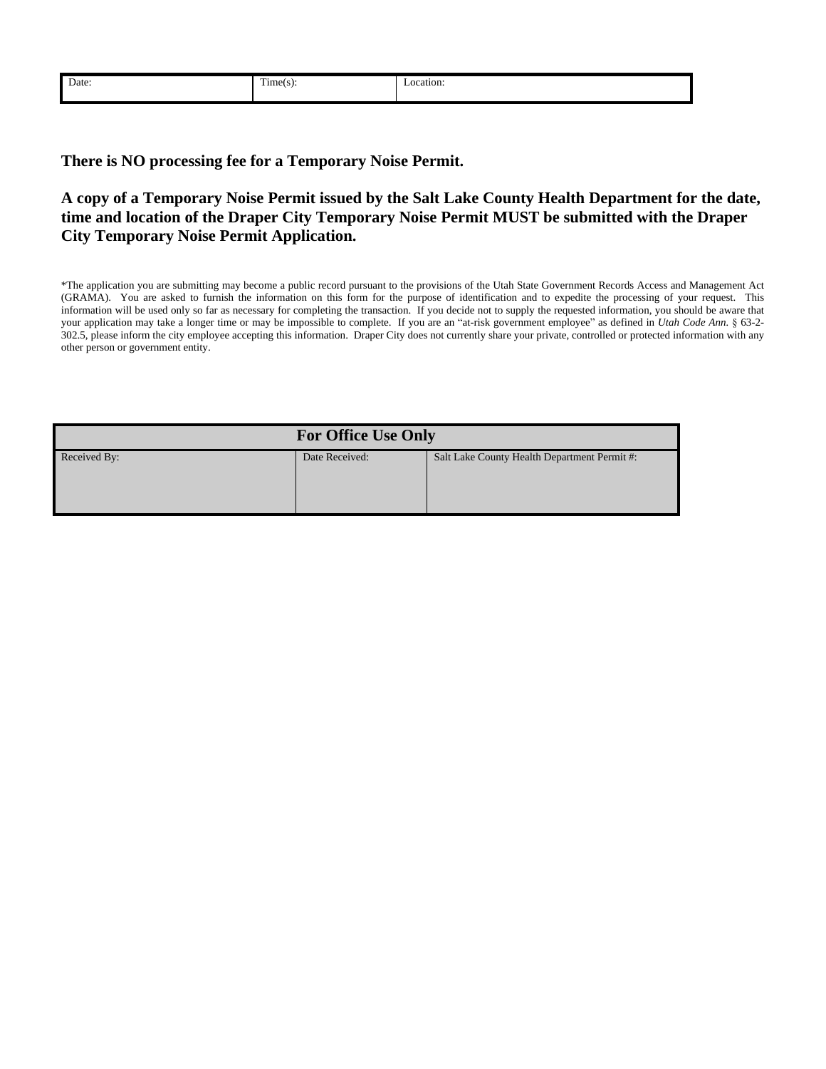| Date: | Time(s): | Location: |
|---|---|---|

**There is NO processing fee for a Temporary Noise Permit.**

**A copy of a Temporary Noise Permit issued by the Salt Lake County Health Department for the date, time and location of the Draper City Temporary Noise Permit MUST be submitted with the Draper City Temporary Noise Permit Application.**

*The application you are submitting may become a public record pursuant to the provisions of the Utah State Government Records Access and Management Act (GRAMA). You are asked to furnish the information on this form for the purpose of identification and to expedite the processing of your request. This information will be used only so far as necessary for completing the transaction. If you decide not to supply the requested information, you should be aware that your application may take a longer time or may be impossible to complete. If you are an "at-risk government employee" as defined in *Utah Code Ann.* § 63-2-302.5, please inform the city employee accepting this information. Draper City does not currently share your private, controlled or protected information with any other person or government entity.

| For Office Use Only | | |
|---|---|---|
| Received By: | Date Received: | Salt Lake County Health Department Permit #: |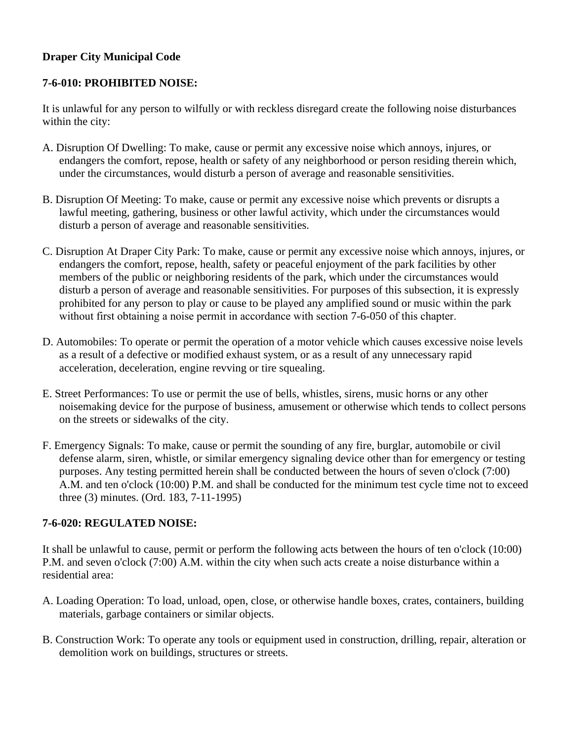**Draper City Municipal Code**

**7-6-010: PROHIBITED NOISE:**

It is unlawful for any person to wilfully or with reckless disregard create the following noise disturbances within the city:

A. Disruption Of Dwelling: To make, cause or permit any excessive noise which annoys, injures, or endangers the comfort, repose, health or safety of any neighborhood or person residing therein which, under the circumstances, would disturb a person of average and reasonable sensitivities.

B. Disruption Of Meeting: To make, cause or permit any excessive noise which prevents or disrupts a lawful meeting, gathering, business or other lawful activity, which under the circumstances would disturb a person of average and reasonable sensitivities.

C. Disruption At Draper City Park: To make, cause or permit any excessive noise which annoys, injures, or endangers the comfort, repose, health, safety or peaceful enjoyment of the park facilities by other members of the public or neighboring residents of the park, which under the circumstances would disturb a person of average and reasonable sensitivities. For purposes of this subsection, it is expressly prohibited for any person to play or cause to be played any amplified sound or music within the park without first obtaining a noise permit in accordance with section 7-6-050 of this chapter.

D. Automobiles: To operate or permit the operation of a motor vehicle which causes excessive noise levels as a result of a defective or modified exhaust system, or as a result of any unnecessary rapid acceleration, deceleration, engine revving or tire squealing.

E. Street Performances: To use or permit the use of bells, whistles, sirens, music horns or any other noisemaking device for the purpose of business, amusement or otherwise which tends to collect persons on the streets or sidewalks of the city.

F. Emergency Signals: To make, cause or permit the sounding of any fire, burglar, automobile or civil defense alarm, siren, whistle, or similar emergency signaling device other than for emergency or testing purposes. Any testing permitted herein shall be conducted between the hours of seven o'clock (7:00) A.M. and ten o'clock (10:00) P.M. and shall be conducted for the minimum test cycle time not to exceed three (3) minutes. (Ord. 183, 7-11-1995)

**7-6-020: REGULATED NOISE:**

It shall be unlawful to cause, permit or perform the following acts between the hours of ten o'clock (10:00) P.M. and seven o'clock (7:00) A.M. within the city when such acts create a noise disturbance within a residential area:

A. Loading Operation: To load, unload, open, close, or otherwise handle boxes, crates, containers, building materials, garbage containers or similar objects.

B. Construction Work: To operate any tools or equipment used in construction, drilling, repair, alteration or demolition work on buildings, structures or streets.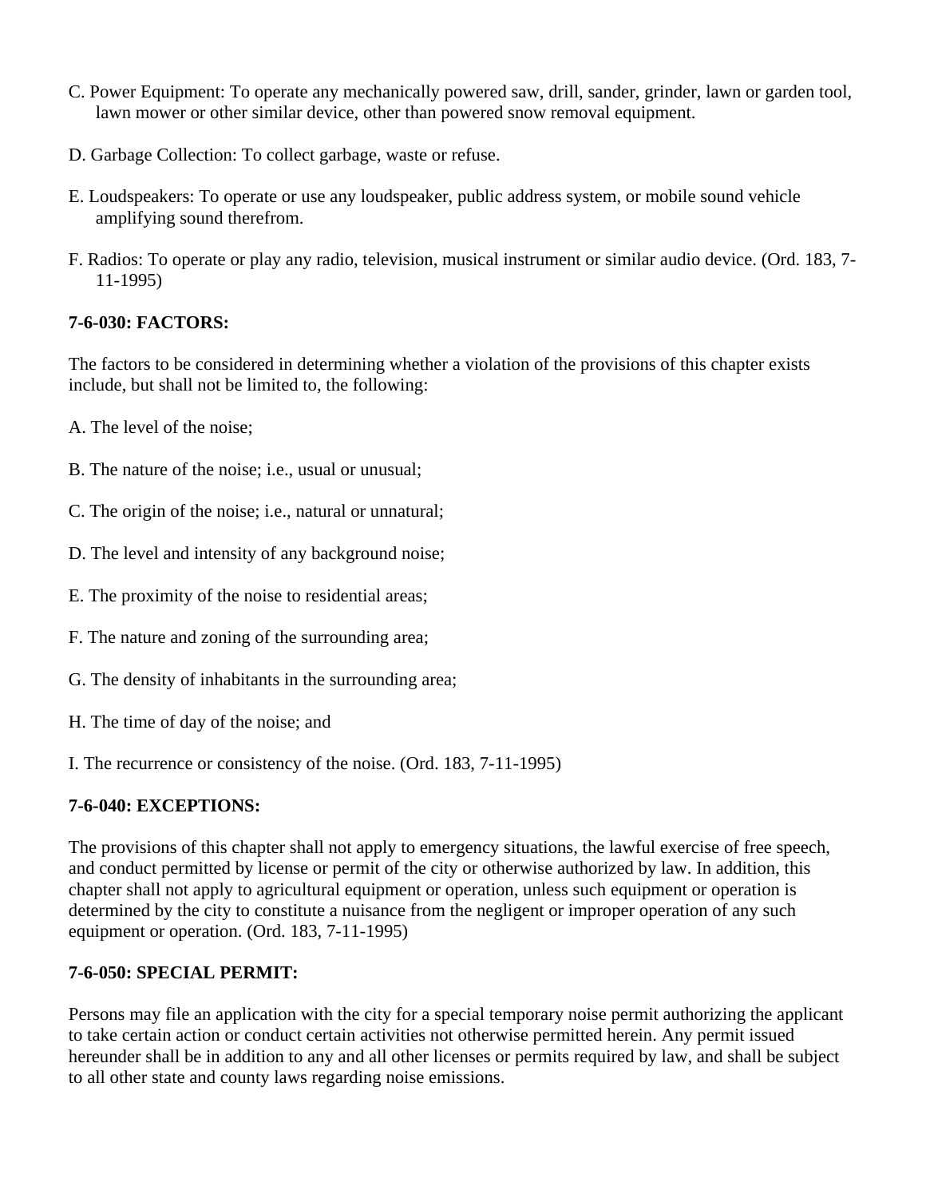C. Power Equipment: To operate any mechanically powered saw, drill, sander, grinder, lawn or garden tool, lawn mower or other similar device, other than powered snow removal equipment.

D. Garbage Collection: To collect garbage, waste or refuse.

E. Loudspeakers: To operate or use any loudspeaker, public address system, or mobile sound vehicle amplifying sound therefrom.

F. Radios: To operate or play any radio, television, musical instrument or similar audio device. (Ord. 183, 7-11-1995)

**7-6-030: FACTORS:**

The factors to be considered in determining whether a violation of the provisions of this chapter exists include, but shall not be limited to, the following:

A. The level of the noise;

B. The nature of the noise; i.e., usual or unusual;

C. The origin of the noise; i.e., natural or unnatural;

D. The level and intensity of any background noise;

E. The proximity of the noise to residential areas;

F. The nature and zoning of the surrounding area;

G. The density of inhabitants in the surrounding area;

H. The time of day of the noise; and

I. The recurrence or consistency of the noise. (Ord. 183, 7-11-1995)

**7-6-040: EXCEPTIONS:**

The provisions of this chapter shall not apply to emergency situations, the lawful exercise of free speech, and conduct permitted by license or permit of the city or otherwise authorized by law. In addition, this chapter shall not apply to agricultural equipment or operation, unless such equipment or operation is determined by the city to constitute a nuisance from the negligent or improper operation of any such equipment or operation. (Ord. 183, 7-11-1995)

**7-6-050: SPECIAL PERMIT:**

Persons may file an application with the city for a special temporary noise permit authorizing the applicant to take certain action or conduct certain activities not otherwise permitted herein. Any permit issued hereunder shall be in addition to any and all other licenses or permits required by law, and shall be subject to all other state and county laws regarding noise emissions.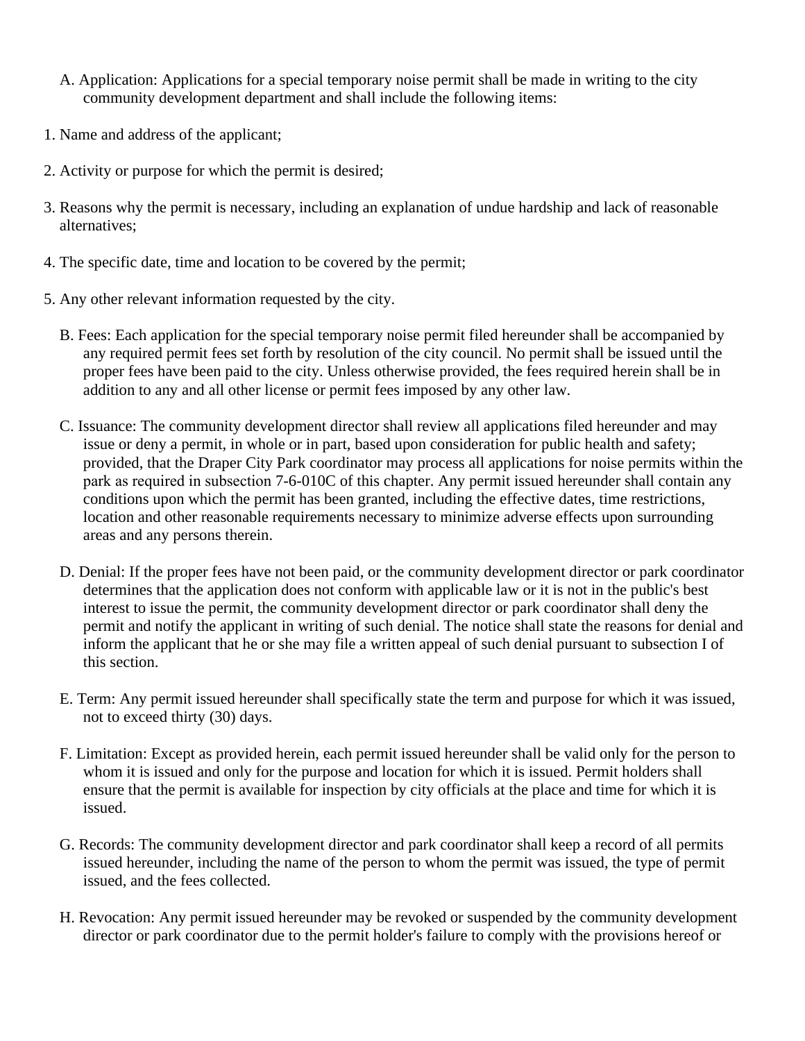A. Application: Applications for a special temporary noise permit shall be made in writing to the city community development department and shall include the following items:

1. Name and address of the applicant;

2. Activity or purpose for which the permit is desired;

3. Reasons why the permit is necessary, including an explanation of undue hardship and lack of reasonable alternatives;

4. The specific date, time and location to be covered by the permit;

5. Any other relevant information requested by the city.

B. Fees: Each application for the special temporary noise permit filed hereunder shall be accompanied by any required permit fees set forth by resolution of the city council. No permit shall be issued until the proper fees have been paid to the city. Unless otherwise provided, the fees required herein shall be in addition to any and all other license or permit fees imposed by any other law.

C. Issuance: The community development director shall review all applications filed hereunder and may issue or deny a permit, in whole or in part, based upon consideration for public health and safety; provided, that the Draper City Park coordinator may process all applications for noise permits within the park as required in subsection 7-6-010C of this chapter. Any permit issued hereunder shall contain any conditions upon which the permit has been granted, including the effective dates, time restrictions, location and other reasonable requirements necessary to minimize adverse effects upon surrounding areas and any persons therein.

D. Denial: If the proper fees have not been paid, or the community development director or park coordinator determines that the application does not conform with applicable law or it is not in the public's best interest to issue the permit, the community development director or park coordinator shall deny the permit and notify the applicant in writing of such denial. The notice shall state the reasons for denial and inform the applicant that he or she may file a written appeal of such denial pursuant to subsection I of this section.

E. Term: Any permit issued hereunder shall specifically state the term and purpose for which it was issued, not to exceed thirty (30) days.

F. Limitation: Except as provided herein, each permit issued hereunder shall be valid only for the person to whom it is issued and only for the purpose and location for which it is issued. Permit holders shall ensure that the permit is available for inspection by city officials at the place and time for which it is issued.

G. Records: The community development director and park coordinator shall keep a record of all permits issued hereunder, including the name of the person to whom the permit was issued, the type of permit issued, and the fees collected.

H. Revocation: Any permit issued hereunder may be revoked or suspended by the community development director or park coordinator due to the permit holder's failure to comply with the provisions hereof or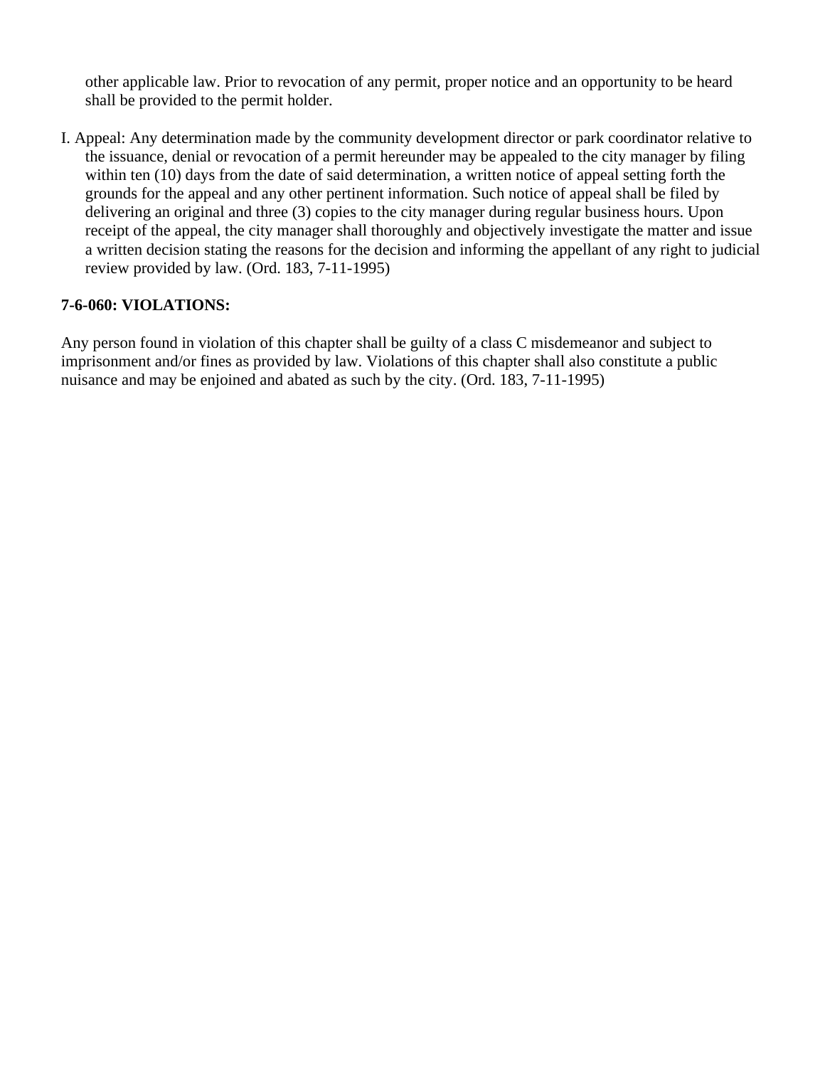other applicable law. Prior to revocation of any permit, proper notice and an opportunity to be heard shall be provided to the permit holder.

I. Appeal: Any determination made by the community development director or park coordinator relative to the issuance, denial or revocation of a permit hereunder may be appealed to the city manager by filing within ten (10) days from the date of said determination, a written notice of appeal setting forth the grounds for the appeal and any other pertinent information. Such notice of appeal shall be filed by delivering an original and three (3) copies to the city manager during regular business hours. Upon receipt of the appeal, the city manager shall thoroughly and objectively investigate the matter and issue a written decision stating the reasons for the decision and informing the appellant of any right to judicial review provided by law. (Ord. 183, 7-11-1995)

**7-6-060: VIOLATIONS:**

Any person found in violation of this chapter shall be guilty of a class C misdemeanor and subject to imprisonment and/or fines as provided by law. Violations of this chapter shall also constitute a public nuisance and may be enjoined and abated as such by the city. (Ord. 183, 7-11-1995)